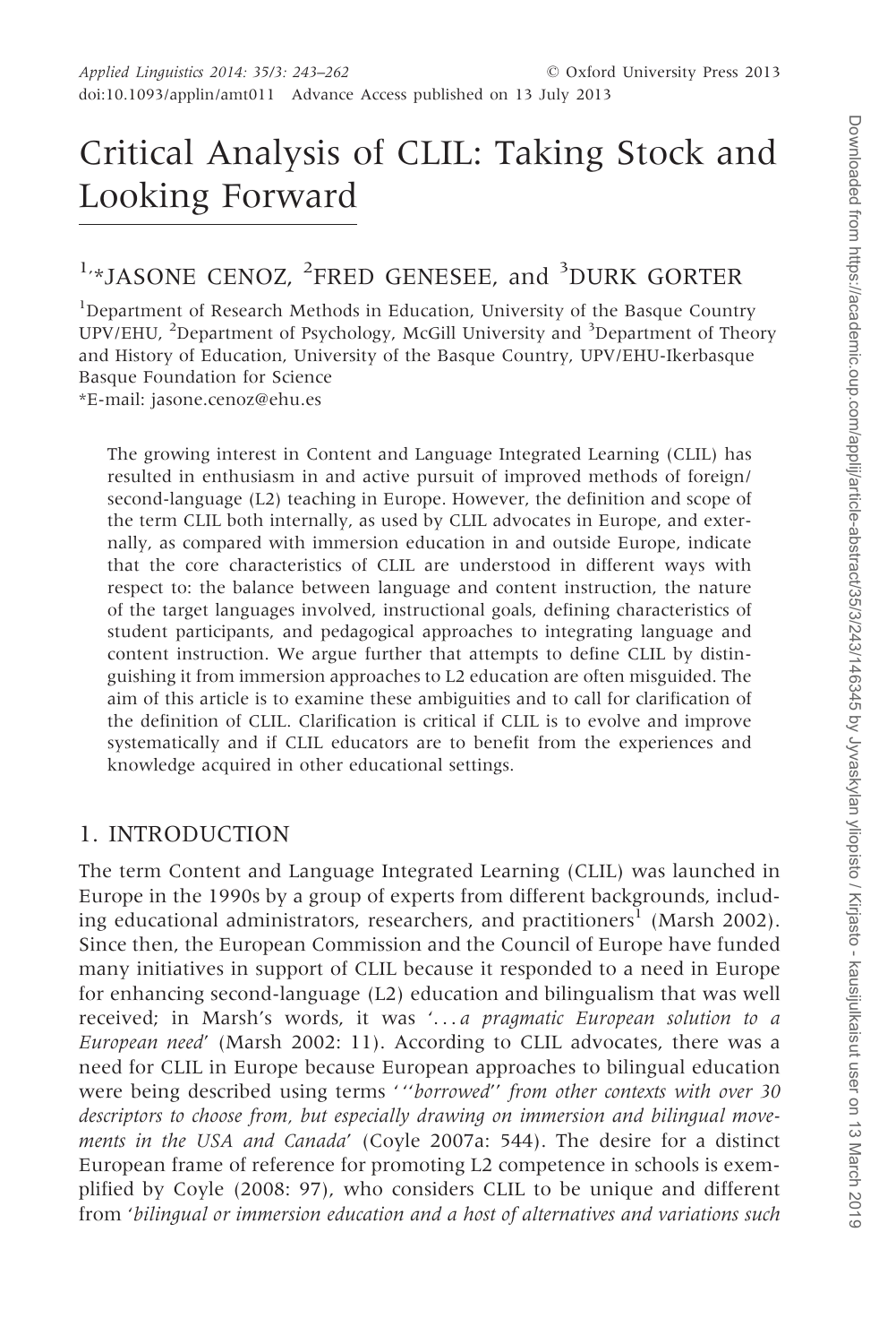# Critical Analysis of CLIL: Taking Stock and Looking Forward

[1,*]JASONE CENOZ, [2]FRED GENESEE, and [3]DURK GORTER

[1]Department of Research Methods in Education, University of the Basque Country UPV/EHU, [2]Department of Psychology, McGill University and [3]Department of Theory and History of Education, University of the Basque Country, UPV/EHU-Ikerbasque Basque Foundation for Science

*E-mail: jasone.cenoz@ehu.es

The growing interest in Content and Language Integrated Learning (CLIL) has resulted in enthusiasm in and active pursuit of improved methods of foreign/second-language (L2) teaching in Europe. However, the definition and scope of the term CLIL both internally, as used by CLIL advocates in Europe, and externally, as compared with immersion education in and outside Europe, indicate that the core characteristics of CLIL are understood in different ways with respect to: the balance between language and content instruction, the nature of the target languages involved, instructional goals, defining characteristics of student participants, and pedagogical approaches to integrating language and content instruction. We argue further that attempts to define CLIL by distinguishing it from immersion approaches to L2 education are often misguided. The aim of this article is to examine these ambiguities and to call for clarification of the definition of CLIL. Clarification is critical if CLIL is to evolve and improve systematically and if CLIL educators are to benefit from the experiences and knowledge acquired in other educational settings.

## 1. INTRODUCTION

The term Content and Language Integrated Learning (CLIL) was launched in Europe in the 1990s by a group of experts from different backgrounds, including educational administrators, researchers, and practitioners[1] (Marsh 2002). Since then, the European Commission and the Council of Europe have funded many initiatives in support of CLIL because it responded to a need in Europe for enhancing second-language (L2) education and bilingualism that was well received; in Marsh's words, it was '*...a pragmatic European solution to a European need*' (Marsh 2002: 11). According to CLIL advocates, there was a need for CLIL in Europe because European approaches to bilingual education were being described using terms '*"borrowed" from other contexts with over 30 descriptors to choose from, but especially drawing on immersion and bilingual movements in the USA and Canada*' (Coyle 2007a: 544). The desire for a distinct European frame of reference for promoting L2 competence in schools is exemplified by Coyle (2008: 97), who considers CLIL to be unique and different from '*bilingual or immersion education and a host of alternatives and variations such*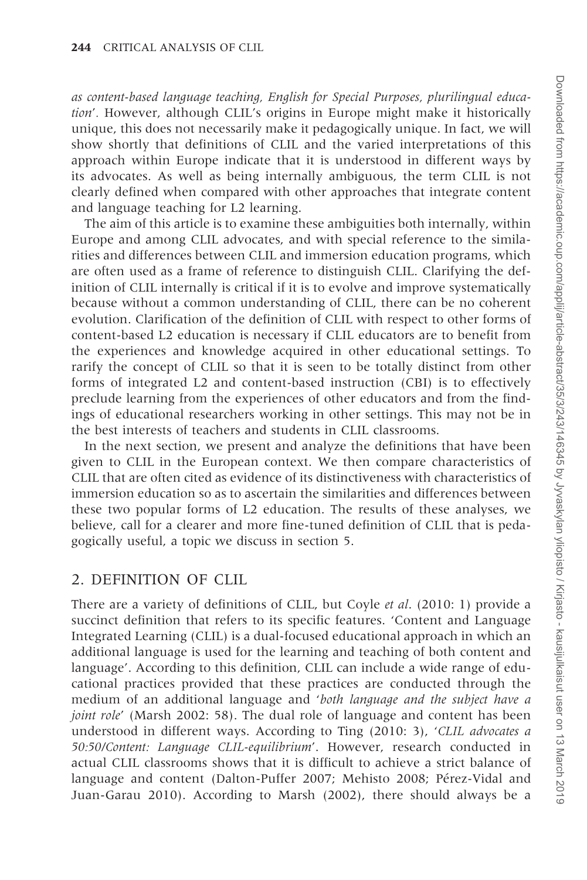*as content-based language teaching, English for Special Purposes, plurilingual education*'. However, although CLIL's origins in Europe might make it historically unique, this does not necessarily make it pedagogically unique. In fact, we will show shortly that definitions of CLIL and the varied interpretations of this approach within Europe indicate that it is understood in different ways by its advocates. As well as being internally ambiguous, the term CLIL is not clearly defined when compared with other approaches that integrate content and language teaching for L2 learning.

The aim of this article is to examine these ambiguities both internally, within Europe and among CLIL advocates, and with special reference to the similarities and differences between CLIL and immersion education programs, which are often used as a frame of reference to distinguish CLIL. Clarifying the definition of CLIL internally is critical if it is to evolve and improve systematically because without a common understanding of CLIL, there can be no coherent evolution. Clarification of the definition of CLIL with respect to other forms of content-based L2 education is necessary if CLIL educators are to benefit from the experiences and knowledge acquired in other educational settings. To rarify the concept of CLIL so that it is seen to be totally distinct from other forms of integrated L2 and content-based instruction (CBI) is to effectively preclude learning from the experiences of other educators and from the findings of educational researchers working in other settings. This may not be in the best interests of teachers and students in CLIL classrooms.

In the next section, we present and analyze the definitions that have been given to CLIL in the European context. We then compare characteristics of CLIL that are often cited as evidence of its distinctiveness with characteristics of immersion education so as to ascertain the similarities and differences between these two popular forms of L2 education. The results of these analyses, we believe, call for a clearer and more fine-tuned definition of CLIL that is pedagogically useful, a topic we discuss in section 5.

## 2. DEFINITION OF CLIL

There are a variety of definitions of CLIL, but Coyle *et al*. (2010: 1) provide a succinct definition that refers to its specific features. 'Content and Language Integrated Learning (CLIL) is a dual-focused educational approach in which an additional language is used for the learning and teaching of both content and language'. According to this definition, CLIL can include a wide range of educational practices provided that these practices are conducted through the medium of an additional language and '*both language and the subject have a joint role*' (Marsh 2002: 58). The dual role of language and content has been understood in different ways. According to Ting (2010: 3), '*CLIL advocates a 50:50/Content: Language CLIL-equilibrium*'. However, research conducted in actual CLIL classrooms shows that it is difficult to achieve a strict balance of language and content (Dalton-Puffer 2007; Mehisto 2008; Pérez-Vidal and Juan-Garau 2010). According to Marsh (2002), there should always be a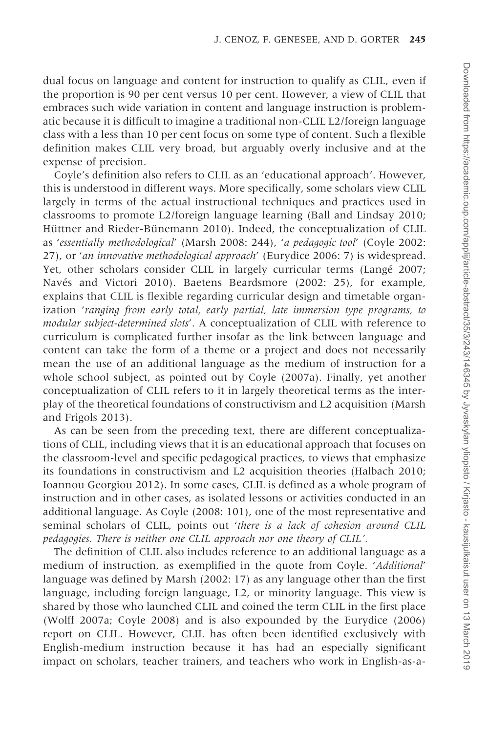dual focus on language and content for instruction to qualify as CLIL, even if the proportion is 90 per cent versus 10 per cent. However, a view of CLIL that embraces such wide variation in content and language instruction is problematic because it is difficult to imagine a traditional non-CLIL L2/foreign language class with a less than 10 per cent focus on some type of content. Such a flexible definition makes CLIL very broad, but arguably overly inclusive and at the expense of precision.

Coyle's definition also refers to CLIL as an 'educational approach'. However, this is understood in different ways. More specifically, some scholars view CLIL largely in terms of the actual instructional techniques and practices used in classrooms to promote L2/foreign language learning (Ball and Lindsay 2010; Hüttner and Rieder-Bünemann 2010). Indeed, the conceptualization of CLIL as '*essentially methodological*' (Marsh 2008: 244), '*a pedagogic tool*' (Coyle 2002: 27), or '*an innovative methodological approach*' (Eurydice 2006: 7) is widespread. Yet, other scholars consider CLIL in largely curricular terms (Langé 2007; Navés and Victori 2010). Baetens Beardsmore (2002: 25), for example, explains that CLIL is flexible regarding curricular design and timetable organization '*ranging from early total, early partial, late immersion type programs, to modular subject-determined slots*'. A conceptualization of CLIL with reference to curriculum is complicated further insofar as the link between language and content can take the form of a theme or a project and does not necessarily mean the use of an additional language as the medium of instruction for a whole school subject, as pointed out by Coyle (2007a). Finally, yet another conceptualization of CLIL refers to it in largely theoretical terms as the interplay of the theoretical foundations of constructivism and L2 acquisition (Marsh and Frigols 2013).

As can be seen from the preceding text, there are different conceptualizations of CLIL, including views that it is an educational approach that focuses on the classroom-level and specific pedagogical practices, to views that emphasize its foundations in constructivism and L2 acquisition theories (Halbach 2010; Ioannou Georgiou 2012). In some cases, CLIL is defined as a whole program of instruction and in other cases, as isolated lessons or activities conducted in an additional language. As Coyle (2008: 101), one of the most representative and seminal scholars of CLIL, points out '*there is a lack of cohesion around CLIL pedagogies. There is neither one CLIL approach nor one theory of CLIL*'.

The definition of CLIL also includes reference to an additional language as a medium of instruction, as exemplified in the quote from Coyle. '*Additional*' language was defined by Marsh (2002: 17) as any language other than the first language, including foreign language, L2, or minority language. This view is shared by those who launched CLIL and coined the term CLIL in the first place (Wolff 2007a; Coyle 2008) and is also expounded by the Eurydice (2006) report on CLIL. However, CLIL has often been identified exclusively with English-medium instruction because it has had an especially significant impact on scholars, teacher trainers, and teachers who work in English-as-a-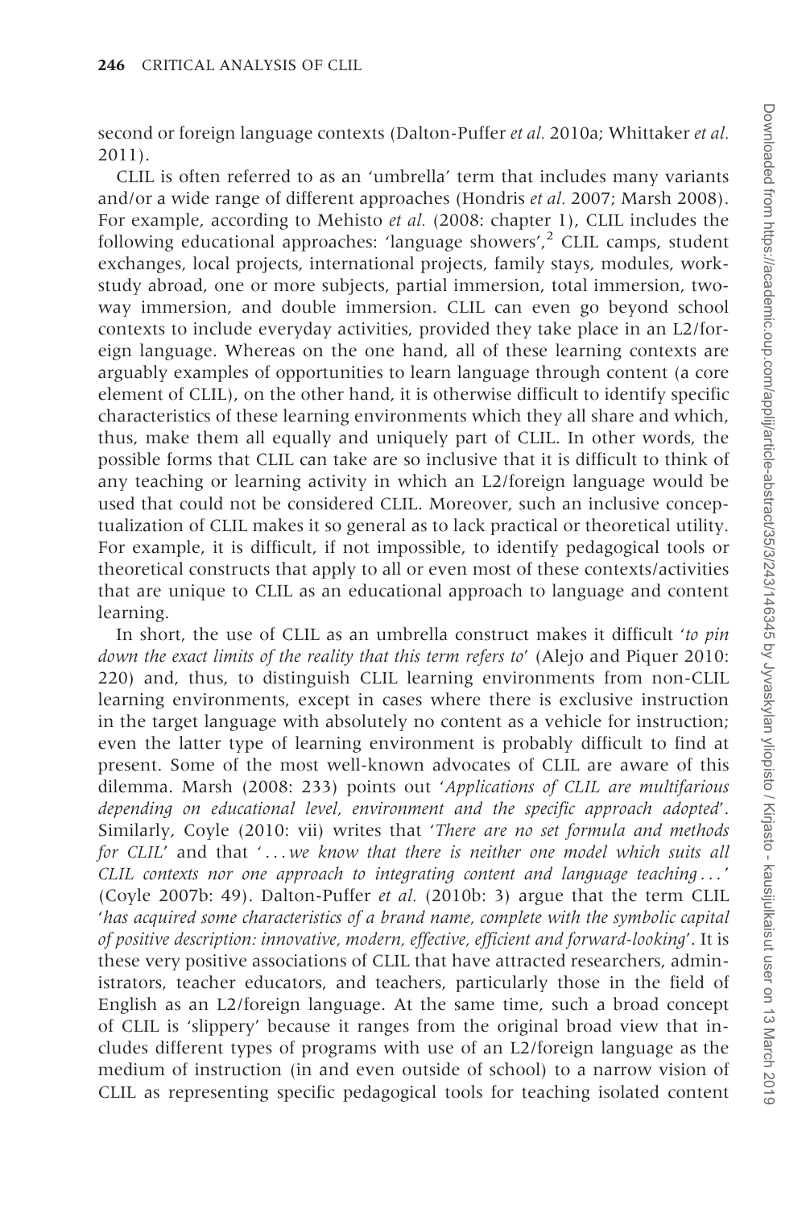second or foreign language contexts (Dalton-Puffer *et al.* 2010a; Whittaker *et al.* 2011).

CLIL is often referred to as an 'umbrella' term that includes many variants and/or a wide range of different approaches (Hondris *et al.* 2007; Marsh 2008). For example, according to Mehisto *et al.* (2008: chapter 1), CLIL includes the following educational approaches: 'language showers',[2] CLIL camps, student exchanges, local projects, international projects, family stays, modules, work-study abroad, one or more subjects, partial immersion, total immersion, two-way immersion, and double immersion. CLIL can even go beyond school contexts to include everyday activities, provided they take place in an L2/foreign language. Whereas on the one hand, all of these learning contexts are arguably examples of opportunities to learn language through content (a core element of CLIL), on the other hand, it is otherwise difficult to identify specific characteristics of these learning environments which they all share and which, thus, make them all equally and uniquely part of CLIL. In other words, the possible forms that CLIL can take are so inclusive that it is difficult to think of any teaching or learning activity in which an L2/foreign language would be used that could not be considered CLIL. Moreover, such an inclusive conceptualization of CLIL makes it so general as to lack practical or theoretical utility. For example, it is difficult, if not impossible, to identify pedagogical tools or theoretical constructs that apply to all or even most of these contexts/activities that are unique to CLIL as an educational approach to language and content learning.

In short, the use of CLIL as an umbrella construct makes it difficult '*to pin down the exact limits of the reality that this term refers to*' (Alejo and Piquer 2010: 220) and, thus, to distinguish CLIL learning environments from non-CLIL learning environments, except in cases where there is exclusive instruction in the target language with absolutely no content as a vehicle for instruction; even the latter type of learning environment is probably difficult to find at present. Some of the most well-known advocates of CLIL are aware of this dilemma. Marsh (2008: 233) points out '*Applications of CLIL are multifarious depending on educational level, environment and the specific approach adopted*'. Similarly, Coyle (2010: vii) writes that '*There are no set formula and methods for CLIL*' and that '*...we know that there is neither one model which suits all CLIL contexts nor one approach to integrating content and language teaching...*' (Coyle 2007b: 49). Dalton-Puffer *et al.* (2010b: 3) argue that the term CLIL '*has acquired some characteristics of a brand name, complete with the symbolic capital of positive description: innovative, modern, effective, efficient and forward-looking*'. It is these very positive associations of CLIL that have attracted researchers, administrators, teacher educators, and teachers, particularly those in the field of English as an L2/foreign language. At the same time, such a broad concept of CLIL is 'slippery' because it ranges from the original broad view that includes different types of programs with use of an L2/foreign language as the medium of instruction (in and even outside of school) to a narrow vision of CLIL as representing specific pedagogical tools for teaching isolated content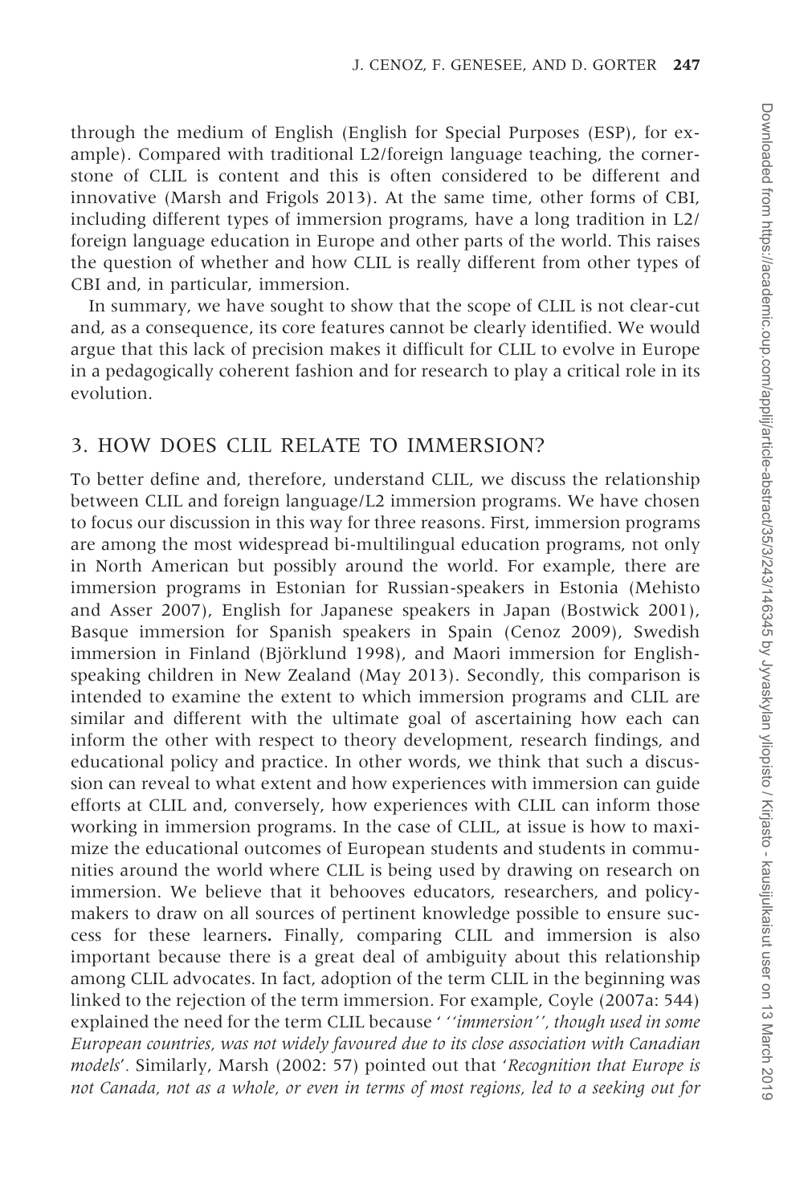through the medium of English (English for Special Purposes (ESP), for example). Compared with traditional L2/foreign language teaching, the cornerstone of CLIL is content and this is often considered to be different and innovative (Marsh and Frigols 2013). At the same time, other forms of CBI, including different types of immersion programs, have a long tradition in L2/foreign language education in Europe and other parts of the world. This raises the question of whether and how CLIL is really different from other types of CBI and, in particular, immersion.

In summary, we have sought to show that the scope of CLIL is not clear-cut and, as a consequence, its core features cannot be clearly identified. We would argue that this lack of precision makes it difficult for CLIL to evolve in Europe in a pedagogically coherent fashion and for research to play a critical role in its evolution.

## 3. HOW DOES CLIL RELATE TO IMMERSION?

To better define and, therefore, understand CLIL, we discuss the relationship between CLIL and foreign language/L2 immersion programs. We have chosen to focus our discussion in this way for three reasons. First, immersion programs are among the most widespread bi-multilingual education programs, not only in North American but possibly around the world. For example, there are immersion programs in Estonian for Russian-speakers in Estonia (Mehisto and Asser 2007), English for Japanese speakers in Japan (Bostwick 2001), Basque immersion for Spanish speakers in Spain (Cenoz 2009), Swedish immersion in Finland (Björklund 1998), and Maori immersion for English-speaking children in New Zealand (May 2013). Secondly, this comparison is intended to examine the extent to which immersion programs and CLIL are similar and different with the ultimate goal of ascertaining how each can inform the other with respect to theory development, research findings, and educational policy and practice. In other words, we think that such a discussion can reveal to what extent and how experiences with immersion can guide efforts at CLIL and, conversely, how experiences with CLIL can inform those working in immersion programs. In the case of CLIL, at issue is how to maximize the educational outcomes of European students and students in communities around the world where CLIL is being used by drawing on research on immersion. We believe that it behooves educators, researchers, and policymakers to draw on all sources of pertinent knowledge possible to ensure success for these learners. Finally, comparing CLIL and immersion is also important because there is a great deal of ambiguity about this relationship among CLIL advocates. In fact, adoption of the term CLIL in the beginning was linked to the rejection of the term immersion. For example, Coyle (2007a: 544) explained the need for the term CLIL because '*''immersion'', though used in some European countries, was not widely favoured due to its close association with Canadian models*'. Similarly, Marsh (2002: 57) pointed out that '*Recognition that Europe is not Canada, not as a whole, or even in terms of most regions, led to a seeking out for*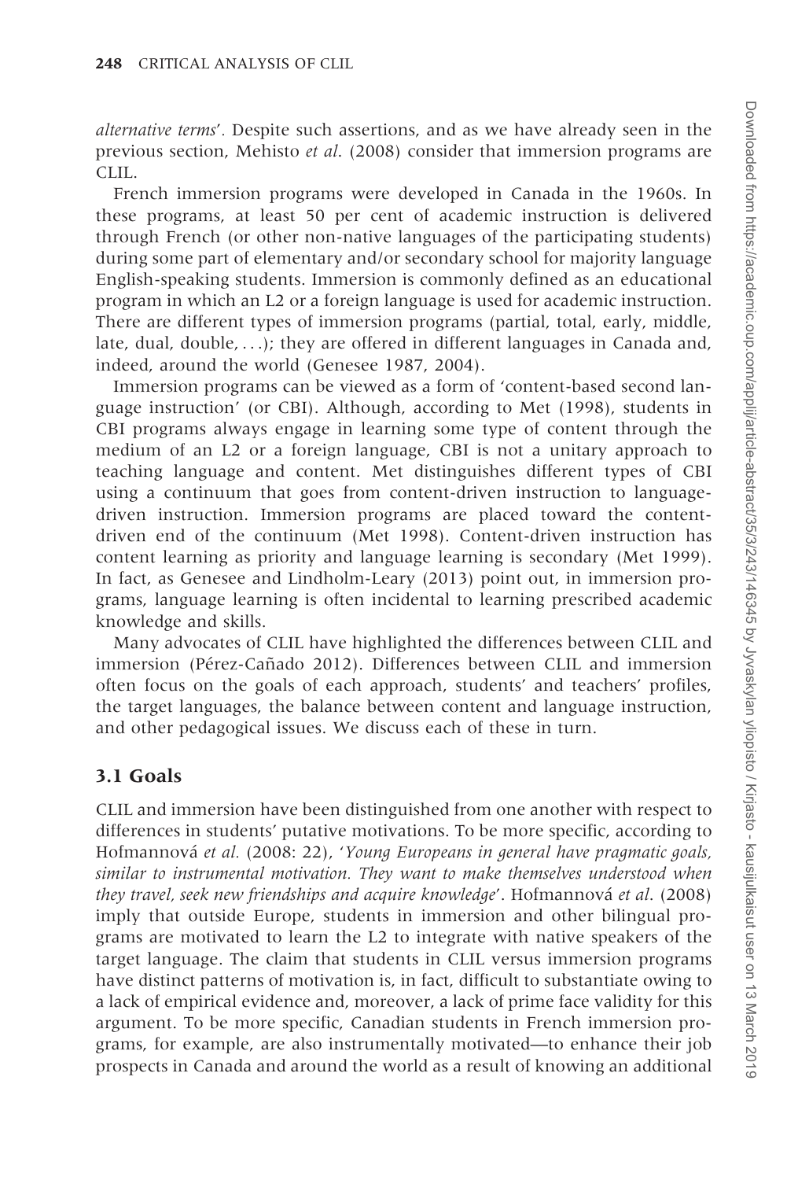*alternative terms*'. Despite such assertions, and as we have already seen in the previous section, Mehisto *et al*. (2008) consider that immersion programs are CLIL.

French immersion programs were developed in Canada in the 1960s. In these programs, at least 50 per cent of academic instruction is delivered through French (or other non-native languages of the participating students) during some part of elementary and/or secondary school for majority language English-speaking students. Immersion is commonly defined as an educational program in which an L2 or a foreign language is used for academic instruction. There are different types of immersion programs (partial, total, early, middle, late, dual, double, ...); they are offered in different languages in Canada and, indeed, around the world (Genesee 1987, 2004).

Immersion programs can be viewed as a form of 'content-based second language instruction' (or CBI). Although, according to Met (1998), students in CBI programs always engage in learning some type of content through the medium of an L2 or a foreign language, CBI is not a unitary approach to teaching language and content. Met distinguishes different types of CBI using a continuum that goes from content-driven instruction to language-driven instruction. Immersion programs are placed toward the content-driven end of the continuum (Met 1998). Content-driven instruction has content learning as priority and language learning is secondary (Met 1999). In fact, as Genesee and Lindholm-Leary (2013) point out, in immersion programs, language learning is often incidental to learning prescribed academic knowledge and skills.

Many advocates of CLIL have highlighted the differences between CLIL and immersion (Pérez-Cañado 2012). Differences between CLIL and immersion often focus on the goals of each approach, students' and teachers' profiles, the target languages, the balance between content and language instruction, and other pedagogical issues. We discuss each of these in turn.

## 3.1 Goals

CLIL and immersion have been distinguished from one another with respect to differences in students' putative motivations. To be more specific, according to Hofmannová *et al*. (2008: 22), '*Young Europeans in general have pragmatic goals, similar to instrumental motivation. They want to make themselves understood when they travel, seek new friendships and acquire knowledge*'. Hofmannová *et al*. (2008) imply that outside Europe, students in immersion and other bilingual programs are motivated to learn the L2 to integrate with native speakers of the target language. The claim that students in CLIL versus immersion programs have distinct patterns of motivation is, in fact, difficult to substantiate owing to a lack of empirical evidence and, moreover, a lack of prime face validity for this argument. To be more specific, Canadian students in French immersion programs, for example, are also instrumentally motivated—to enhance their job prospects in Canada and around the world as a result of knowing an additional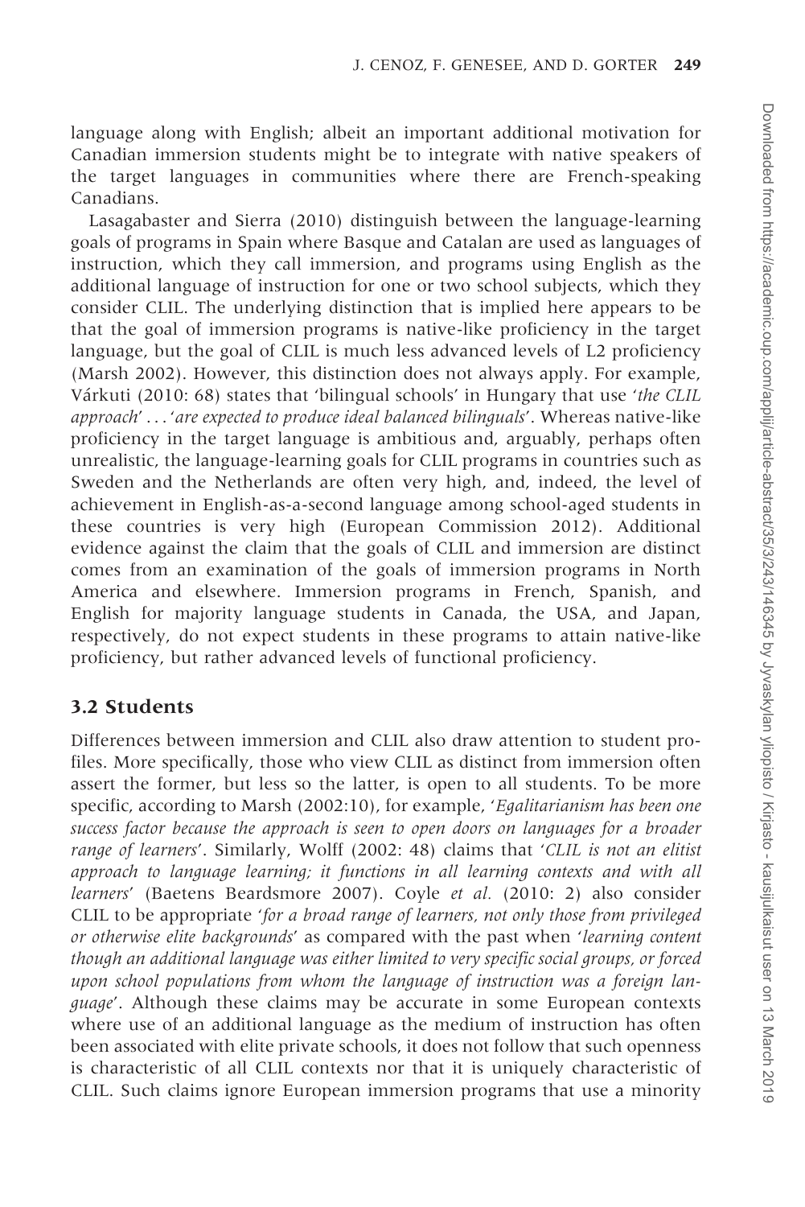language along with English; albeit an important additional motivation for Canadian immersion students might be to integrate with native speakers of the target languages in communities where there are French-speaking Canadians.

Lasagabaster and Sierra (2010) distinguish between the language-learning goals of programs in Spain where Basque and Catalan are used as languages of instruction, which they call immersion, and programs using English as the additional language of instruction for one or two school subjects, which they consider CLIL. The underlying distinction that is implied here appears to be that the goal of immersion programs is native-like proficiency in the target language, but the goal of CLIL is much less advanced levels of L2 proficiency (Marsh 2002). However, this distinction does not always apply. For example, Várkuti (2010: 68) states that 'bilingual schools' in Hungary that use '*the CLIL approach*' . . . '*are expected to produce ideal balanced bilinguals*'. Whereas native-like proficiency in the target language is ambitious and, arguably, perhaps often unrealistic, the language-learning goals for CLIL programs in countries such as Sweden and the Netherlands are often very high, and, indeed, the level of achievement in English-as-a-second language among school-aged students in these countries is very high (European Commission 2012). Additional evidence against the claim that the goals of CLIL and immersion are distinct comes from an examination of the goals of immersion programs in North America and elsewhere. Immersion programs in French, Spanish, and English for majority language students in Canada, the USA, and Japan, respectively, do not expect students in these programs to attain native-like proficiency, but rather advanced levels of functional proficiency.

### 3.2 Students

Differences between immersion and CLIL also draw attention to student profiles. More specifically, those who view CLIL as distinct from immersion often assert the former, but less so the latter, is open to all students. To be more specific, according to Marsh (2002:10), for example, '*Egalitarianism has been one success factor because the approach is seen to open doors on languages for a broader range of learners*'. Similarly, Wolff (2002: 48) claims that '*CLIL is not an elitist approach to language learning; it functions in all learning contexts and with all learners*' (Baetens Beardsmore 2007). Coyle *et al.* (2010: 2) also consider CLIL to be appropriate '*for a broad range of learners, not only those from privileged or otherwise elite backgrounds*' as compared with the past when '*learning content though an additional language was either limited to very specific social groups, or forced upon school populations from whom the language of instruction was a foreign language*'. Although these claims may be accurate in some European contexts where use of an additional language as the medium of instruction has often been associated with elite private schools, it does not follow that such openness is characteristic of all CLIL contexts nor that it is uniquely characteristic of CLIL. Such claims ignore European immersion programs that use a minority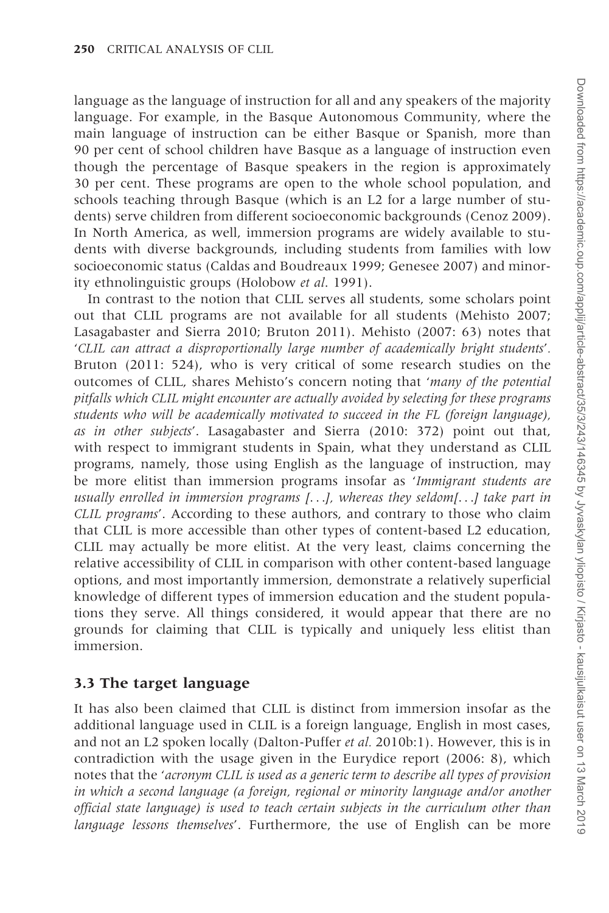language as the language of instruction for all and any speakers of the majority language. For example, in the Basque Autonomous Community, where the main language of instruction can be either Basque or Spanish, more than 90 per cent of school children have Basque as a language of instruction even though the percentage of Basque speakers in the region is approximately 30 per cent. These programs are open to the whole school population, and schools teaching through Basque (which is an L2 for a large number of students) serve children from different socioeconomic backgrounds (Cenoz 2009). In North America, as well, immersion programs are widely available to students with diverse backgrounds, including students from families with low socioeconomic status (Caldas and Boudreaux 1999; Genesee 2007) and minority ethnolinguistic groups (Holobow *et al*. 1991).

In contrast to the notion that CLIL serves all students, some scholars point out that CLIL programs are not available for all students (Mehisto 2007; Lasagabaster and Sierra 2010; Bruton 2011). Mehisto (2007: 63) notes that '*CLIL can attract a disproportionally large number of academically bright students*'. Bruton (2011: 524), who is very critical of some research studies on the outcomes of CLIL, shares Mehisto's concern noting that '*many of the potential pitfalls which CLIL might encounter are actually avoided by selecting for these programs students who will be academically motivated to succeed in the FL (foreign language), as in other subjects*'. Lasagabaster and Sierra (2010: 372) point out that, with respect to immigrant students in Spain, what they understand as CLIL programs, namely, those using English as the language of instruction, may be more elitist than immersion programs insofar as '*Immigrant students are usually enrolled in immersion programs [...], whereas they seldom[...] take part in CLIL programs*'. According to these authors, and contrary to those who claim that CLIL is more accessible than other types of content-based L2 education, CLIL may actually be more elitist. At the very least, claims concerning the relative accessibility of CLIL in comparison with other content-based language options, and most importantly immersion, demonstrate a relatively superficial knowledge of different types of immersion education and the student populations they serve. All things considered, it would appear that there are no grounds for claiming that CLIL is typically and uniquely less elitist than immersion.

### 3.3 The target language

It has also been claimed that CLIL is distinct from immersion insofar as the additional language used in CLIL is a foreign language, English in most cases, and not an L2 spoken locally (Dalton-Puffer *et al.* 2010b:1). However, this is in contradiction with the usage given in the Eurydice report (2006: 8), which notes that the '*acronym CLIL is used as a generic term to describe all types of provision in which a second language (a foreign, regional or minority language and/or another official state language) is used to teach certain subjects in the curriculum other than language lessons themselves*'. Furthermore, the use of English can be more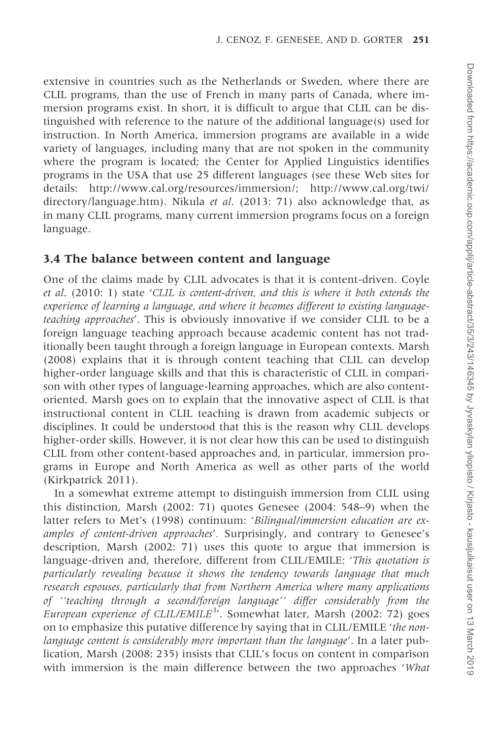extensive in countries such as the Netherlands or Sweden, where there are CLIL programs, than the use of French in many parts of Canada, where immersion programs exist. In short, it is difficult to argue that CLIL can be distinguished with reference to the nature of the additional language(s) used for instruction. In North America, immersion programs are available in a wide variety of languages, including many that are not spoken in the community where the program is located; the Center for Applied Linguistics identifies programs in the USA that use 25 different languages (see these Web sites for details: http://www.cal.org/resources/immersion/; http://www.cal.org/twi/directory/language.htm). Nikula *et al.* (2013: 71) also acknowledge that, as in many CLIL programs, many current immersion programs focus on a foreign language.

### 3.4 The balance between content and language

One of the claims made by CLIL advocates is that it is content-driven. Coyle *et al.* (2010: 1) state '*CLIL is content-driven, and this is where it both extends the experience of learning a language, and where it becomes different to existing language-teaching approaches*'. This is obviously innovative if we consider CLIL to be a foreign language teaching approach because academic content has not traditionally been taught through a foreign language in European contexts. Marsh (2008) explains that it is through content teaching that CLIL can develop higher-order language skills and that this is characteristic of CLIL in comparison with other types of language-learning approaches, which are also content-oriented. Marsh goes on to explain that the innovative aspect of CLIL is that instructional content in CLIL teaching is drawn from academic subjects or disciplines. It could be understood that this is the reason why CLIL develops higher-order skills. However, it is not clear how this can be used to distinguish CLIL from other content-based approaches and, in particular, immersion programs in Europe and North America as well as other parts of the world (Kirkpatrick 2011).

In a somewhat extreme attempt to distinguish immersion from CLIL using this distinction, Marsh (2002: 71) quotes Genesee (2004: 548–9) when the latter refers to Met's (1998) continuum: '*Bilingual/immersion education are examples of content-driven approaches*'. Surprisingly, and contrary to Genesee's description, Marsh (2002: 71) uses this quote to argue that immersion is language-driven and, therefore, different from CLIL/EMILE: '*This quotation is particularly revealing because it shows the tendency towards language that much research espouses, particularly that from Northern America where many applications of ''teaching through a second/foreign language'' differ considerably from the European experience of CLIL/EMILE*[3]'. Somewhat later, Marsh (2002: 72) goes on to emphasize this putative difference by saying that in CLIL/EMILE '*the non-language content is considerably more important than the language*'. In a later publication, Marsh (2008: 235) insists that CLIL's focus on content in comparison with immersion is the main difference between the two approaches '*What*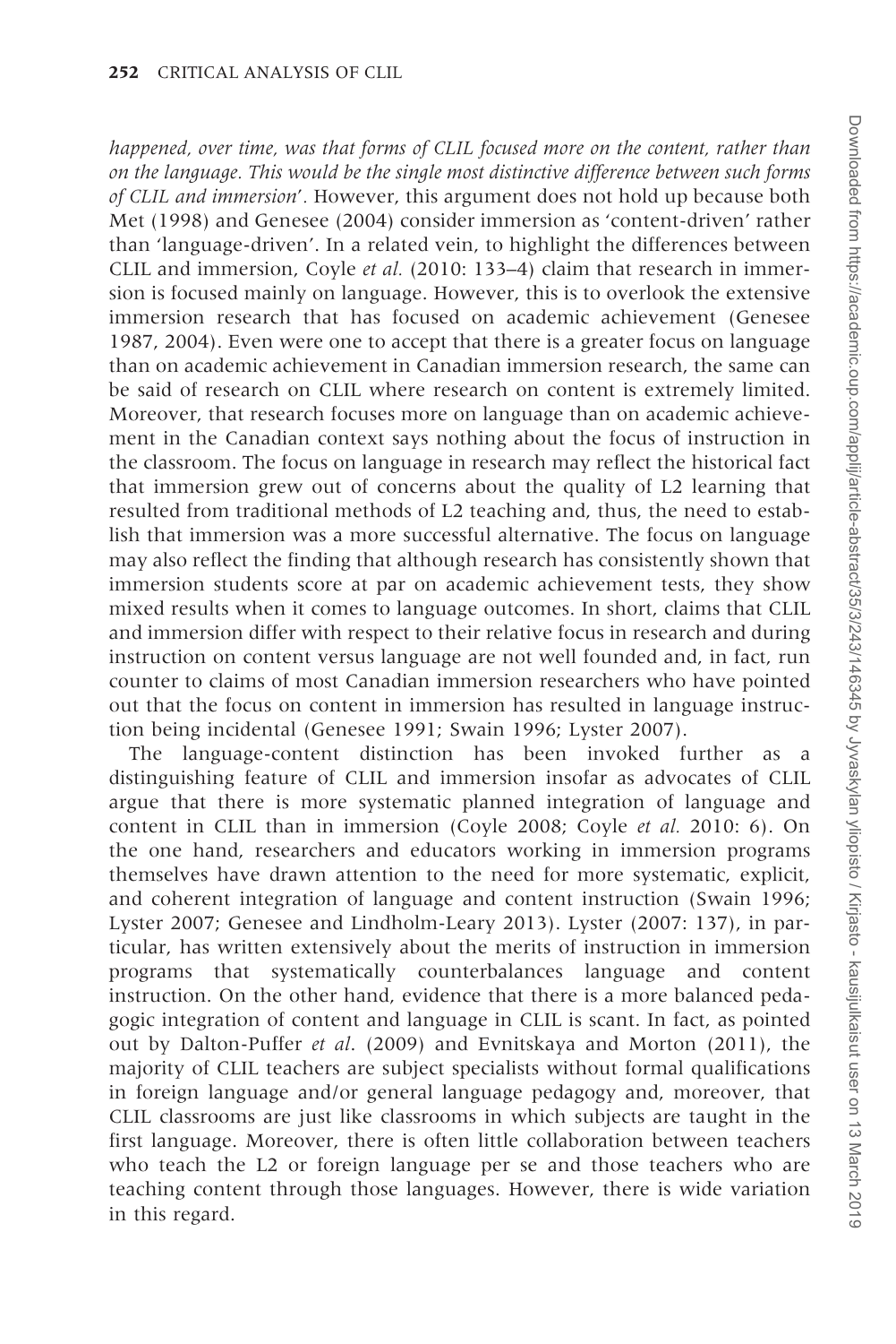*happened, over time, was that forms of CLIL focused more on the content, rather than on the language. This would be the single most distinctive difference between such forms of CLIL and immersion*'. However, this argument does not hold up because both Met (1998) and Genesee (2004) consider immersion as 'content-driven' rather than 'language-driven'. In a related vein, to highlight the differences between CLIL and immersion, Coyle *et al.* (2010: 133–4) claim that research in immersion is focused mainly on language. However, this is to overlook the extensive immersion research that has focused on academic achievement (Genesee 1987, 2004). Even were one to accept that there is a greater focus on language than on academic achievement in Canadian immersion research, the same can be said of research on CLIL where research on content is extremely limited. Moreover, that research focuses more on language than on academic achievement in the Canadian context says nothing about the focus of instruction in the classroom. The focus on language in research may reflect the historical fact that immersion grew out of concerns about the quality of L2 learning that resulted from traditional methods of L2 teaching and, thus, the need to establish that immersion was a more successful alternative. The focus on language may also reflect the finding that although research has consistently shown that immersion students score at par on academic achievement tests, they show mixed results when it comes to language outcomes. In short, claims that CLIL and immersion differ with respect to their relative focus in research and during instruction on content versus language are not well founded and, in fact, run counter to claims of most Canadian immersion researchers who have pointed out that the focus on content in immersion has resulted in language instruction being incidental (Genesee 1991; Swain 1996; Lyster 2007).

The language-content distinction has been invoked further as a distinguishing feature of CLIL and immersion insofar as advocates of CLIL argue that there is more systematic planned integration of language and content in CLIL than in immersion (Coyle 2008; Coyle *et al.* 2010: 6). On the one hand, researchers and educators working in immersion programs themselves have drawn attention to the need for more systematic, explicit, and coherent integration of language and content instruction (Swain 1996; Lyster 2007; Genesee and Lindholm-Leary 2013). Lyster (2007: 137), in particular, has written extensively about the merits of instruction in immersion programs that systematically counterbalances language and content instruction. On the other hand, evidence that there is a more balanced pedagogic integration of content and language in CLIL is scant. In fact, as pointed out by Dalton-Puffer *et al.* (2009) and Evnitskaya and Morton (2011), the majority of CLIL teachers are subject specialists without formal qualifications in foreign language and/or general language pedagogy and, moreover, that CLIL classrooms are just like classrooms in which subjects are taught in the first language. Moreover, there is often little collaboration between teachers who teach the L2 or foreign language per se and those teachers who are teaching content through those languages. However, there is wide variation in this regard.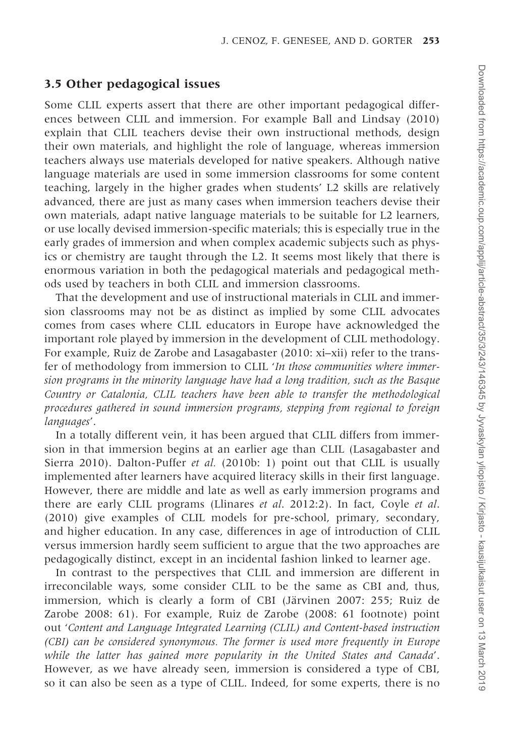### 3.5 Other pedagogical issues

Some CLIL experts assert that there are other important pedagogical differences between CLIL and immersion. For example Ball and Lindsay (2010) explain that CLIL teachers devise their own instructional methods, design their own materials, and highlight the role of language, whereas immersion teachers always use materials developed for native speakers. Although native language materials are used in some immersion classrooms for some content teaching, largely in the higher grades when students' L2 skills are relatively advanced, there are just as many cases when immersion teachers devise their own materials, adapt native language materials to be suitable for L2 learners, or use locally devised immersion-specific materials; this is especially true in the early grades of immersion and when complex academic subjects such as physics or chemistry are taught through the L2. It seems most likely that there is enormous variation in both the pedagogical materials and pedagogical methods used by teachers in both CLIL and immersion classrooms.

That the development and use of instructional materials in CLIL and immersion classrooms may not be as distinct as implied by some CLIL advocates comes from cases where CLIL educators in Europe have acknowledged the important role played by immersion in the development of CLIL methodology. For example, Ruiz de Zarobe and Lasagabaster (2010: xi–xii) refer to the transfer of methodology from immersion to CLIL '*In those communities where immersion programs in the minority language have had a long tradition, such as the Basque Country or Catalonia, CLIL teachers have been able to transfer the methodological procedures gathered in sound immersion programs, stepping from regional to foreign languages*'.

In a totally different vein, it has been argued that CLIL differs from immersion in that immersion begins at an earlier age than CLIL (Lasagabaster and Sierra 2010). Dalton-Puffer *et al.* (2010b: 1) point out that CLIL is usually implemented after learners have acquired literacy skills in their first language. However, there are middle and late as well as early immersion programs and there are early CLIL programs (Llinares *et al*. 2012:2). In fact, Coyle *et al*. (2010) give examples of CLIL models for pre-school, primary, secondary, and higher education. In any case, differences in age of introduction of CLIL versus immersion hardly seem sufficient to argue that the two approaches are pedagogically distinct, except in an incidental fashion linked to learner age.

In contrast to the perspectives that CLIL and immersion are different in irreconcilable ways, some consider CLIL to be the same as CBI and, thus, immersion, which is clearly a form of CBI (Järvinen 2007: 255; Ruiz de Zarobe 2008: 61). For example, Ruiz de Zarobe (2008: 61 footnote) point out '*Content and Language Integrated Learning (CLIL) and Content-based instruction (CBI) can be considered synonymous. The former is used more frequently in Europe while the latter has gained more popularity in the United States and Canada*'. However, as we have already seen, immersion is considered a type of CBI, so it can also be seen as a type of CLIL. Indeed, for some experts, there is no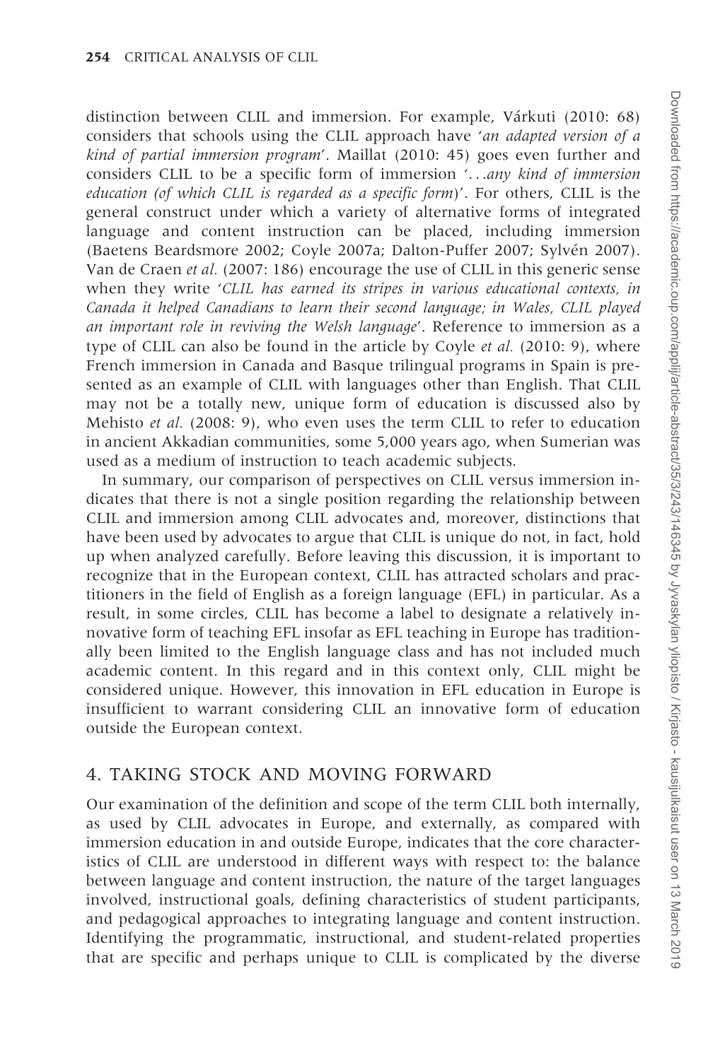distinction between CLIL and immersion. For example, Várkuti (2010: 68) considers that schools using the CLIL approach have '*an adapted version of a kind of partial immersion program*'. Maillat (2010: 45) goes even further and considers CLIL to be a specific form of immersion '*...any kind of immersion education (of which CLIL is regarded as a specific form)*'. For others, CLIL is the general construct under which a variety of alternative forms of integrated language and content instruction can be placed, including immersion (Baetens Beardsmore 2002; Coyle 2007a; Dalton-Puffer 2007; Sylvén 2007). Van de Craen *et al.* (2007: 186) encourage the use of CLIL in this generic sense when they write '*CLIL has earned its stripes in various educational contexts, in Canada it helped Canadians to learn their second language; in Wales, CLIL played an important role in reviving the Welsh language*'. Reference to immersion as a type of CLIL can also be found in the article by Coyle *et al.* (2010: 9), where French immersion in Canada and Basque trilingual programs in Spain is presented as an example of CLIL with languages other than English. That CLIL may not be a totally new, unique form of education is discussed also by Mehisto *et al.* (2008: 9), who even uses the term CLIL to refer to education in ancient Akkadian communities, some 5,000 years ago, when Sumerian was used as a medium of instruction to teach academic subjects.

In summary, our comparison of perspectives on CLIL versus immersion indicates that there is not a single position regarding the relationship between CLIL and immersion among CLIL advocates and, moreover, distinctions that have been used by advocates to argue that CLIL is unique do not, in fact, hold up when analyzed carefully. Before leaving this discussion, it is important to recognize that in the European context, CLIL has attracted scholars and practitioners in the field of English as a foreign language (EFL) in particular. As a result, in some circles, CLIL has become a label to designate a relatively innovative form of teaching EFL insofar as EFL teaching in Europe has traditionally been limited to the English language class and has not included much academic content. In this regard and in this context only, CLIL might be considered unique. However, this innovation in EFL education in Europe is insufficient to warrant considering CLIL an innovative form of education outside the European context.

## 4. TAKING STOCK AND MOVING FORWARD

Our examination of the definition and scope of the term CLIL both internally, as used by CLIL advocates in Europe, and externally, as compared with immersion education in and outside Europe, indicates that the core characteristics of CLIL are understood in different ways with respect to: the balance between language and content instruction, the nature of the target languages involved, instructional goals, defining characteristics of student participants, and pedagogical approaches to integrating language and content instruction. Identifying the programmatic, instructional, and student-related properties that are specific and perhaps unique to CLIL is complicated by the diverse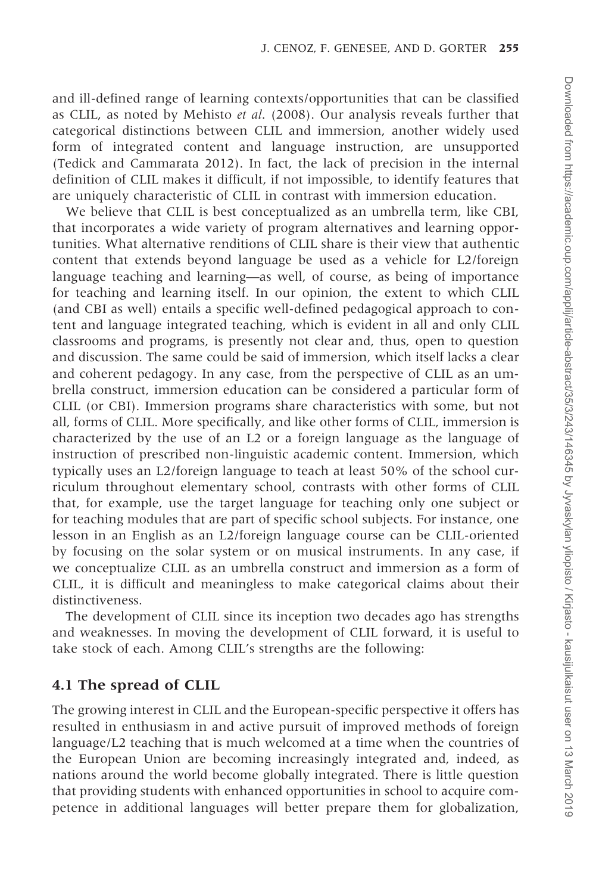and ill-defined range of learning contexts/opportunities that can be classified as CLIL, as noted by Mehisto *et al.* (2008). Our analysis reveals further that categorical distinctions between CLIL and immersion, another widely used form of integrated content and language instruction, are unsupported (Tedick and Cammarata 2012). In fact, the lack of precision in the internal definition of CLIL makes it difficult, if not impossible, to identify features that are uniquely characteristic of CLIL in contrast with immersion education.

We believe that CLIL is best conceptualized as an umbrella term, like CBI, that incorporates a wide variety of program alternatives and learning opportunities. What alternative renditions of CLIL share is their view that authentic content that extends beyond language be used as a vehicle for L2/foreign language teaching and learning—as well, of course, as being of importance for teaching and learning itself. In our opinion, the extent to which CLIL (and CBI as well) entails a specific well-defined pedagogical approach to content and language integrated teaching, which is evident in all and only CLIL classrooms and programs, is presently not clear and, thus, open to question and discussion. The same could be said of immersion, which itself lacks a clear and coherent pedagogy. In any case, from the perspective of CLIL as an umbrella construct, immersion education can be considered a particular form of CLIL (or CBI). Immersion programs share characteristics with some, but not all, forms of CLIL. More specifically, and like other forms of CLIL, immersion is characterized by the use of an L2 or a foreign language as the language of instruction of prescribed non-linguistic academic content. Immersion, which typically uses an L2/foreign language to teach at least 50% of the school curriculum throughout elementary school, contrasts with other forms of CLIL that, for example, use the target language for teaching only one subject or for teaching modules that are part of specific school subjects. For instance, one lesson in an English as an L2/foreign language course can be CLIL-oriented by focusing on the solar system or on musical instruments. In any case, if we conceptualize CLIL as an umbrella construct and immersion as a form of CLIL, it is difficult and meaningless to make categorical claims about their distinctiveness.

The development of CLIL since its inception two decades ago has strengths and weaknesses. In moving the development of CLIL forward, it is useful to take stock of each. Among CLIL's strengths are the following:

## 4.1 The spread of CLIL

The growing interest in CLIL and the European-specific perspective it offers has resulted in enthusiasm in and active pursuit of improved methods of foreign language/L2 teaching that is much welcomed at a time when the countries of the European Union are becoming increasingly integrated and, indeed, as nations around the world become globally integrated. There is little question that providing students with enhanced opportunities in school to acquire competence in additional languages will better prepare them for globalization,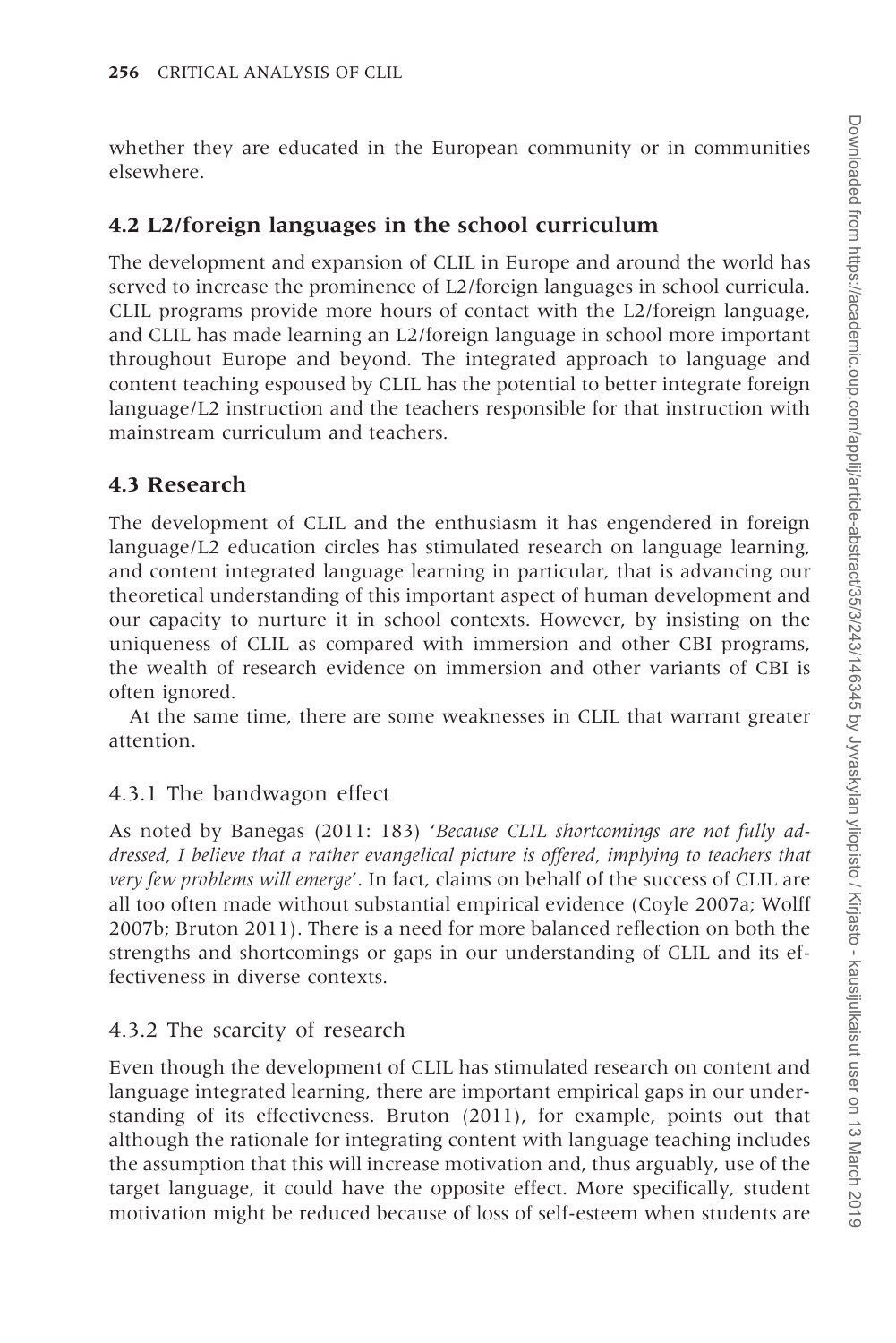whether they are educated in the European community or in communities elsewhere.

### 4.2 L2/foreign languages in the school curriculum

The development and expansion of CLIL in Europe and around the world has served to increase the prominence of L2/foreign languages in school curricula. CLIL programs provide more hours of contact with the L2/foreign language, and CLIL has made learning an L2/foreign language in school more important throughout Europe and beyond. The integrated approach to language and content teaching espoused by CLIL has the potential to better integrate foreign language/L2 instruction and the teachers responsible for that instruction with mainstream curriculum and teachers.

### 4.3 Research

The development of CLIL and the enthusiasm it has engendered in foreign language/L2 education circles has stimulated research on language learning, and content integrated language learning in particular, that is advancing our theoretical understanding of this important aspect of human development and our capacity to nurture it in school contexts. However, by insisting on the uniqueness of CLIL as compared with immersion and other CBI programs, the wealth of research evidence on immersion and other variants of CBI is often ignored.

At the same time, there are some weaknesses in CLIL that warrant greater attention.

#### 4.3.1 The bandwagon effect

As noted by Banegas (2011: 183) '*Because CLIL shortcomings are not fully addressed, I believe that a rather evangelical picture is offered, implying to teachers that very few problems will emerge*'. In fact, claims on behalf of the success of CLIL are all too often made without substantial empirical evidence (Coyle 2007a; Wolff 2007b; Bruton 2011). There is a need for more balanced reflection on both the strengths and shortcomings or gaps in our understanding of CLIL and its effectiveness in diverse contexts.

#### 4.3.2 The scarcity of research

Even though the development of CLIL has stimulated research on content and language integrated learning, there are important empirical gaps in our understanding of its effectiveness. Bruton (2011), for example, points out that although the rationale for integrating content with language teaching includes the assumption that this will increase motivation and, thus arguably, use of the target language, it could have the opposite effect. More specifically, student motivation might be reduced because of loss of self-esteem when students are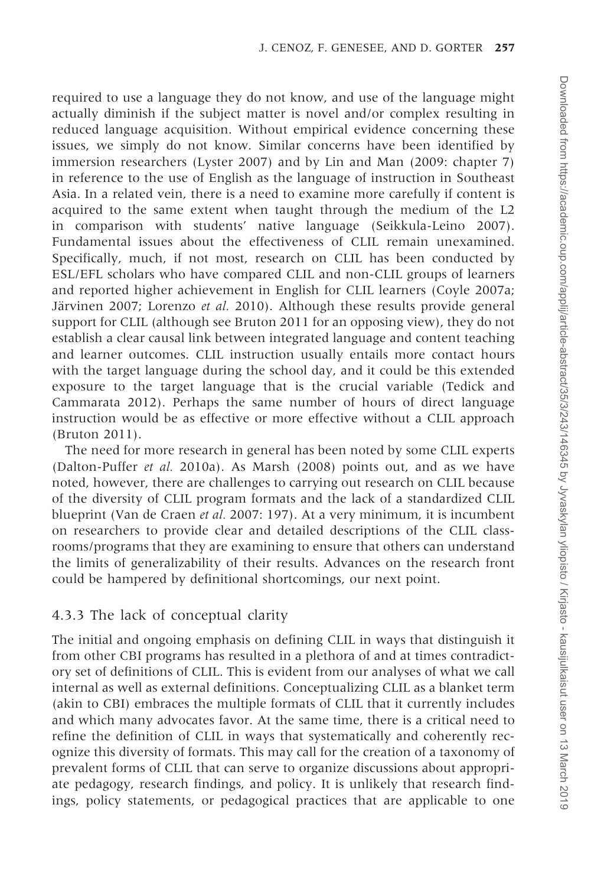required to use a language they do not know, and use of the language might actually diminish if the subject matter is novel and/or complex resulting in reduced language acquisition. Without empirical evidence concerning these issues, we simply do not know. Similar concerns have been identified by immersion researchers (Lyster 2007) and by Lin and Man (2009: chapter 7) in reference to the use of English as the language of instruction in Southeast Asia. In a related vein, there is a need to examine more carefully if content is acquired to the same extent when taught through the medium of the L2 in comparison with students' native language (Seikkula-Leino 2007). Fundamental issues about the effectiveness of CLIL remain unexamined. Specifically, much, if not most, research on CLIL has been conducted by ESL/EFL scholars who have compared CLIL and non-CLIL groups of learners and reported higher achievement in English for CLIL learners (Coyle 2007a; Järvinen 2007; Lorenzo *et al.* 2010). Although these results provide general support for CLIL (although see Bruton 2011 for an opposing view), they do not establish a clear causal link between integrated language and content teaching and learner outcomes. CLIL instruction usually entails more contact hours with the target language during the school day, and it could be this extended exposure to the target language that is the crucial variable (Tedick and Cammarata 2012). Perhaps the same number of hours of direct language instruction would be as effective or more effective without a CLIL approach (Bruton 2011).

The need for more research in general has been noted by some CLIL experts (Dalton-Puffer *et al.* 2010a). As Marsh (2008) points out, and as we have noted, however, there are challenges to carrying out research on CLIL because of the diversity of CLIL program formats and the lack of a standardized CLIL blueprint (Van de Craen *et al.* 2007: 197). At a very minimum, it is incumbent on researchers to provide clear and detailed descriptions of the CLIL classrooms/programs that they are examining to ensure that others can understand the limits of generalizability of their results. Advances on the research front could be hampered by definitional shortcomings, our next point.

### 4.3.3 The lack of conceptual clarity

The initial and ongoing emphasis on defining CLIL in ways that distinguish it from other CBI programs has resulted in a plethora of and at times contradictory set of definitions of CLIL. This is evident from our analyses of what we call internal as well as external definitions. Conceptualizing CLIL as a blanket term (akin to CBI) embraces the multiple formats of CLIL that it currently includes and which many advocates favor. At the same time, there is a critical need to refine the definition of CLIL in ways that systematically and coherently recognize this diversity of formats. This may call for the creation of a taxonomy of prevalent forms of CLIL that can serve to organize discussions about appropriate pedagogy, research findings, and policy. It is unlikely that research findings, policy statements, or pedagogical practices that are applicable to one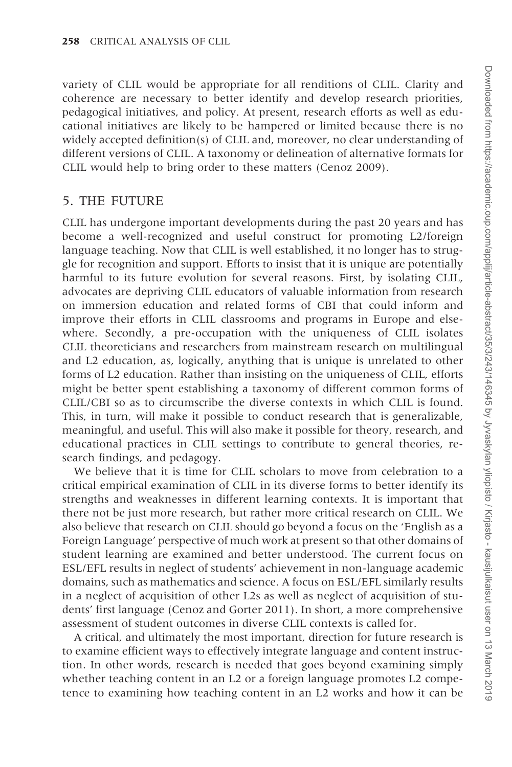variety of CLIL would be appropriate for all renditions of CLIL. Clarity and coherence are necessary to better identify and develop research priorities, pedagogical initiatives, and policy. At present, research efforts as well as educational initiatives are likely to be hampered or limited because there is no widely accepted definition(s) of CLIL and, moreover, no clear understanding of different versions of CLIL. A taxonomy or delineation of alternative formats for CLIL would help to bring order to these matters (Cenoz 2009).

## 5. THE FUTURE

CLIL has undergone important developments during the past 20 years and has become a well-recognized and useful construct for promoting L2/foreign language teaching. Now that CLIL is well established, it no longer has to struggle for recognition and support. Efforts to insist that it is unique are potentially harmful to its future evolution for several reasons. First, by isolating CLIL, advocates are depriving CLIL educators of valuable information from research on immersion education and related forms of CBI that could inform and improve their efforts in CLIL classrooms and programs in Europe and elsewhere. Secondly, a pre-occupation with the uniqueness of CLIL isolates CLIL theoreticians and researchers from mainstream research on multilingual and L2 education, as, logically, anything that is unique is unrelated to other forms of L2 education. Rather than insisting on the uniqueness of CLIL, efforts might be better spent establishing a taxonomy of different common forms of CLIL/CBI so as to circumscribe the diverse contexts in which CLIL is found. This, in turn, will make it possible to conduct research that is generalizable, meaningful, and useful. This will also make it possible for theory, research, and educational practices in CLIL settings to contribute to general theories, research findings, and pedagogy.

We believe that it is time for CLIL scholars to move from celebration to a critical empirical examination of CLIL in its diverse forms to better identify its strengths and weaknesses in different learning contexts. It is important that there not be just more research, but rather more critical research on CLIL. We also believe that research on CLIL should go beyond a focus on the 'English as a Foreign Language' perspective of much work at present so that other domains of student learning are examined and better understood. The current focus on ESL/EFL results in neglect of students' achievement in non-language academic domains, such as mathematics and science. A focus on ESL/EFL similarly results in a neglect of acquisition of other L2s as well as neglect of acquisition of students' first language (Cenoz and Gorter 2011). In short, a more comprehensive assessment of student outcomes in diverse CLIL contexts is called for.

A critical, and ultimately the most important, direction for future research is to examine efficient ways to effectively integrate language and content instruction. In other words, research is needed that goes beyond examining simply whether teaching content in an L2 or a foreign language promotes L2 competence to examining how teaching content in an L2 works and how it can be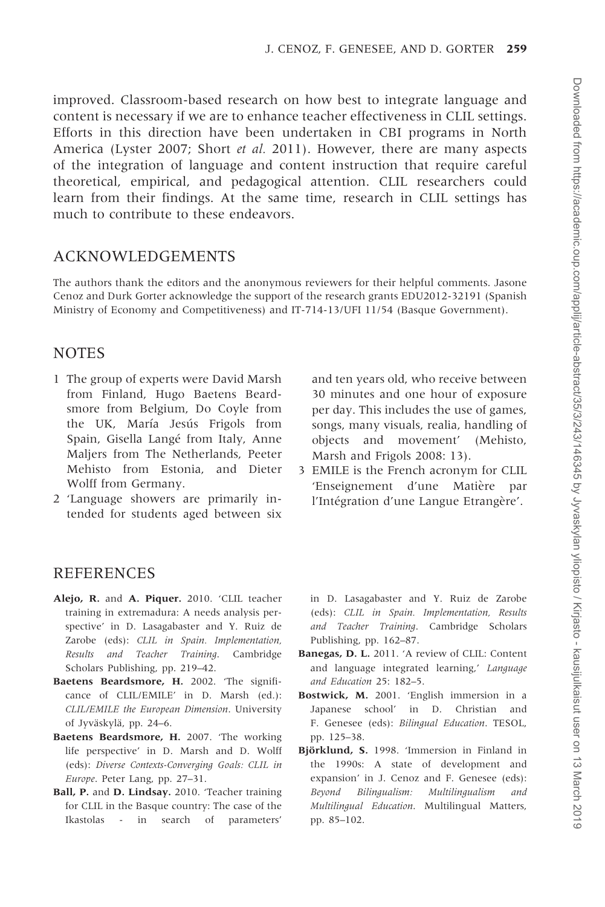improved. Classroom-based research on how best to integrate language and content is necessary if we are to enhance teacher effectiveness in CLIL settings. Efforts in this direction have been undertaken in CBI programs in North America (Lyster 2007; Short *et al.* 2011). However, there are many aspects of the integration of language and content instruction that require careful theoretical, empirical, and pedagogical attention. CLIL researchers could learn from their findings. At the same time, research in CLIL settings has much to contribute to these endeavors.

## ACKNOWLEDGEMENTS

The authors thank the editors and the anonymous reviewers for their helpful comments. Jasone Cenoz and Durk Gorter acknowledge the support of the research grants EDU2012-32191 (Spanish Ministry of Economy and Competitiveness) and IT-714-13/UFI 11/54 (Basque Government).

## NOTES

1 The group of experts were David Marsh from Finland, Hugo Baetens Beardsmore from Belgium, Do Coyle from the UK, María Jesús Frigols from Spain, Gisella Langé from Italy, Anne Maljers from The Netherlands, Peeter Mehisto from Estonia, and Dieter Wolff from Germany.

2 'Language showers are primarily intended for students aged between six and ten years old, who receive between 30 minutes and one hour of exposure per day. This includes the use of games, songs, many visuals, realia, handling of objects and movement' (Mehisto, Marsh and Frigols 2008: 13).

3 EMILE is the French acronym for CLIL 'Enseignement d'une Matière par l'Intégration d'une Langue Etrangère'.

## REFERENCES

**Alejo, R.** and **A. Piquer.** 2010. 'CLIL teacher training in extremadura: A needs analysis perspective' in D. Lasagabaster and Y. Ruiz de Zarobe (eds): *CLIL in Spain. Implementation, Results and Teacher Training*. Cambridge Scholars Publishing, pp. 219–42.

**Baetens Beardsmore, H.** 2002. 'The significance of CLIL/EMILE' in D. Marsh (ed.): *CLIL/EMILE the European Dimension*. University of Jyväskylä, pp. 24–6.

**Baetens Beardsmore, H.** 2007. 'The working life perspective' in D. Marsh and D. Wolff (eds): *Diverse Contexts-Converging Goals: CLIL in Europe*. Peter Lang, pp. 27–31.

**Ball, P.** and **D. Lindsay.** 2010. 'Teacher training for CLIL in the Basque country: The case of the Ikastolas - in search of parameters' in D. Lasagabaster and Y. Ruiz de Zarobe (eds): *CLIL in Spain. Implementation, Results and Teacher Training*. Cambridge Scholars Publishing, pp. 162–87.

**Banegas, D. L.** 2011. 'A review of CLIL: Content and language integrated learning,' *Language and Education* 25: 182–5.

**Bostwick, M.** 2001. 'English immersion in a Japanese school' in D. Christian and F. Genesee (eds): *Bilingual Education*. TESOL, pp. 125–38.

**Björklund, S.** 1998. 'Immersion in Finland in the 1990s: A state of development and expansion' in J. Cenoz and F. Genesee (eds): *Beyond Bilingualism: Multilingualism and Multilingual Education*. Multilingual Matters, pp. 85–102.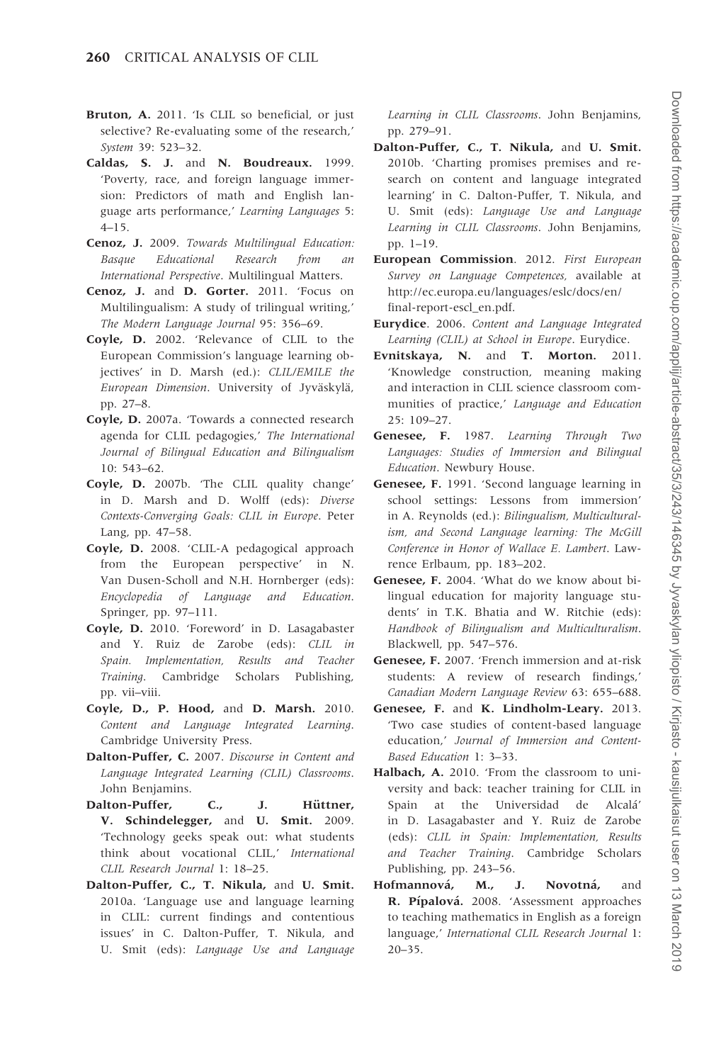**Bruton, A.** 2011. 'Is CLIL so beneficial, or just selective? Re-evaluating some of the research,' *System* 39: 523–32.

**Caldas, S. J.** and **N. Boudreaux.** 1999. 'Poverty, race, and foreign language immersion: Predictors of math and English language arts performance,' *Learning Languages* 5: 4–15.

**Cenoz, J.** 2009. *Towards Multilingual Education: Basque Educational Research from an International Perspective*. Multilingual Matters.

**Cenoz, J.** and **D. Gorter.** 2011. 'Focus on Multilingualism: A study of trilingual writing,' *The Modern Language Journal* 95: 356–69.

**Coyle, D.** 2002. 'Relevance of CLIL to the European Commission's language learning objectives' in D. Marsh (ed.): *CLIL/EMILE the European Dimension*. University of Jyväskylä, pp. 27–8.

**Coyle, D.** 2007a. 'Towards a connected research agenda for CLIL pedagogies,' *The International Journal of Bilingual Education and Bilingualism* 10: 543–62.

**Coyle, D.** 2007b. 'The CLIL quality change' in D. Marsh and D. Wolff (eds): *Diverse Contexts-Converging Goals: CLIL in Europe*. Peter Lang, pp. 47–58.

**Coyle, D.** 2008. 'CLIL-A pedagogical approach from the European perspective' in N. Van Dusen-Scholl and N.H. Hornberger (eds): *Encyclopedia of Language and Education*. Springer, pp. 97–111.

**Coyle, D.** 2010. 'Foreword' in D. Lasagabaster and Y. Ruiz de Zarobe (eds): *CLIL in Spain. Implementation, Results and Teacher Training*. Cambridge Scholars Publishing, pp. vii–viii.

**Coyle, D., P. Hood,** and **D. Marsh.** 2010. *Content and Language Integrated Learning*. Cambridge University Press.

**Dalton-Puffer, C.** 2007. *Discourse in Content and Language Integrated Learning (CLIL) Classrooms*. John Benjamins.

**Dalton-Puffer, C., J. Hüttner, V. Schindelegger,** and **U. Smit.** 2009. 'Technology geeks speak out: what students think about vocational CLIL,' *International CLIL Research Journal* 1: 18–25.

**Dalton-Puffer, C., T. Nikula,** and **U. Smit.** 2010a. 'Language use and language learning in CLIL: current findings and contentious issues' in C. Dalton-Puffer, T. Nikula, and U. Smit (eds): *Language Use and Language Learning in CLIL Classrooms*. John Benjamins, pp. 279–91.

**Dalton-Puffer, C., T. Nikula,** and **U. Smit.** 2010b. 'Charting promises premises and research on content and language integrated learning' in C. Dalton-Puffer, T. Nikula, and U. Smit (eds): *Language Use and Language Learning in CLIL Classrooms*. John Benjamins, pp. 1–19.

**European Commission**. 2012. *First European Survey on Language Competences*, available at http://ec.europa.eu/languages/eslc/docs/en/final-report-escl_en.pdf.

**Eurydice**. 2006. *Content and Language Integrated Learning (CLIL) at School in Europe*. Eurydice.

**Evnitskaya, N.** and **T. Morton.** 2011. 'Knowledge construction, meaning making and interaction in CLIL science classroom communities of practice,' *Language and Education* 25: 109–27.

**Genesee, F.** 1987. *Learning Through Two Languages: Studies of Immersion and Bilingual Education*. Newbury House.

**Genesee, F.** 1991. 'Second language learning in school settings: Lessons from immersion' in A. Reynolds (ed.): *Bilingualism, Multiculturalism, and Second Language learning: The McGill Conference in Honor of Wallace E. Lambert*. Lawrence Erlbaum, pp. 183–202.

**Genesee, F.** 2004. 'What do we know about bilingual education for majority language students' in T.K. Bhatia and W. Ritchie (eds): *Handbook of Bilingualism and Multiculturalism*. Blackwell, pp. 547–576.

**Genesee, F.** 2007. 'French immersion and at-risk students: A review of research findings,' *Canadian Modern Language Review* 63: 655–688.

**Genesee, F.** and **K. Lindholm-Leary.** 2013. 'Two case studies of content-based language education,' *Journal of Immersion and Content-Based Education* 1: 3–33.

**Halbach, A.** 2010. 'From the classroom to university and back: teacher training for CLIL in Spain at the Universidad de Alcalá' in D. Lasagabaster and Y. Ruiz de Zarobe (eds): *CLIL in Spain: Implementation, Results and Teacher Training*. Cambridge Scholars Publishing, pp. 243–56.

**Hofmannová, M., J. Novotná,** and **R. Pípalová.** 2008. 'Assessment approaches to teaching mathematics in English as a foreign language,' *International CLIL Research Journal* 1: 20–35.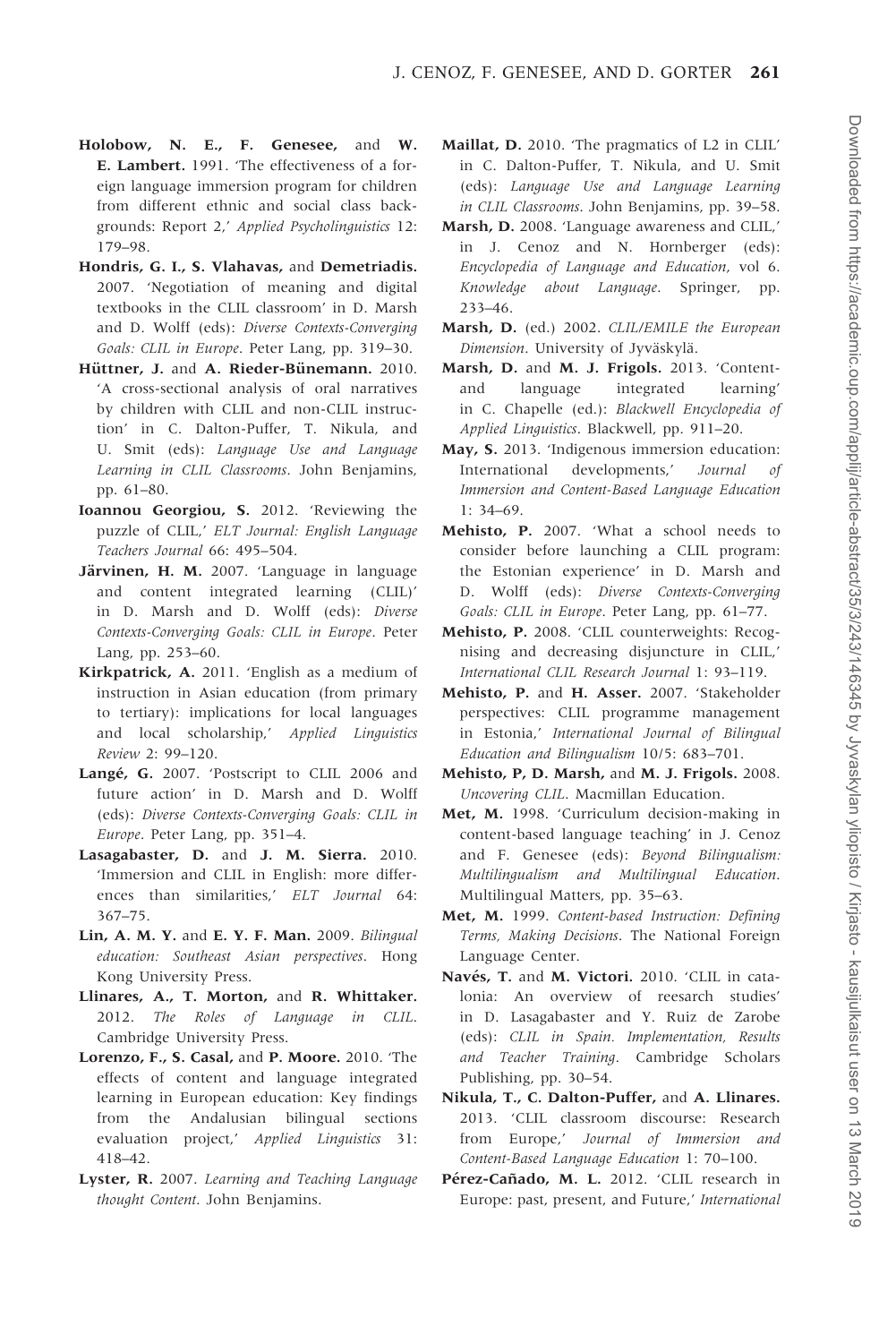**Holobow, N. E., F. Genesee,** and **W. E. Lambert.** 1991. 'The effectiveness of a foreign language immersion program for children from different ethnic and social class backgrounds: Report 2,' *Applied Psycholinguistics* 12: 179–98.

**Hondris, G. I., S. Vlahavas,** and **Demetriadis.** 2007. 'Negotiation of meaning and digital textbooks in the CLIL classroom' in D. Marsh and D. Wolff (eds): *Diverse Contexts-Converging Goals: CLIL in Europe*. Peter Lang, pp. 319–30.

**Hüttner, J.** and **A. Rieder-Bünemann.** 2010. 'A cross-sectional analysis of oral narratives by children with CLIL and non-CLIL instruction' in C. Dalton-Puffer, T. Nikula, and U. Smit (eds): *Language Use and Language Learning in CLIL Classrooms*. John Benjamins, pp. 61–80.

**Ioannou Georgiou, S.** 2012. 'Reviewing the puzzle of CLIL,' *ELT Journal: English Language Teachers Journal* 66: 495–504.

**Järvinen, H. M.** 2007. 'Language in language and content integrated learning (CLIL)' in D. Marsh and D. Wolff (eds): *Diverse Contexts-Converging Goals: CLIL in Europe*. Peter Lang, pp. 253–60.

**Kirkpatrick, A.** 2011. 'English as a medium of instruction in Asian education (from primary to tertiary): implications for local languages and local scholarship,' *Applied Linguistics Review* 2: 99–120.

**Langé, G.** 2007. 'Postscript to CLIL 2006 and future action' in D. Marsh and D. Wolff (eds): *Diverse Contexts-Converging Goals: CLIL in Europe*. Peter Lang, pp. 351–4.

**Lasagabaster, D.** and **J. M. Sierra.** 2010. 'Immersion and CLIL in English: more differences than similarities,' *ELT Journal* 64: 367–75.

**Lin, A. M. Y.** and **E. Y. F. Man.** 2009. *Bilingual education: Southeast Asian perspectives*. Hong Kong University Press.

**Llinares, A., T. Morton,** and **R. Whittaker.** 2012. *The Roles of Language in CLIL*. Cambridge University Press.

**Lorenzo, F., S. Casal,** and **P. Moore.** 2010. 'The effects of content and language integrated learning in European education: Key findings from the Andalusian bilingual sections evaluation project,' *Applied Linguistics* 31: 418–42.

**Lyster, R.** 2007. *Learning and Teaching Language thought Content*. John Benjamins.

**Maillat, D.** 2010. 'The pragmatics of L2 in CLIL' in C. Dalton-Puffer, T. Nikula, and U. Smit (eds): *Language Use and Language Learning in CLIL Classrooms*. John Benjamins, pp. 39–58.

**Marsh, D.** 2008. 'Language awareness and CLIL,' in J. Cenoz and N. Hornberger (eds): *Encyclopedia of Language and Education*, vol 6. *Knowledge about Language*. Springer, pp. 233–46.

**Marsh, D.** (ed.) 2002. *CLIL/EMILE the European Dimension*. University of Jyväskylä.

**Marsh, D.** and **M. J. Frigols.** 2013. 'Content-and language integrated learning' in C. Chapelle (ed.): *Blackwell Encyclopedia of Applied Linguistics*. Blackwell, pp. 911–20.

**May, S.** 2013. 'Indigenous immersion education: International developments,' *Journal of Immersion and Content-Based Language Education* 1: 34–69.

**Mehisto, P.** 2007. 'What a school needs to consider before launching a CLIL program: the Estonian experience' in D. Marsh and D. Wolff (eds): *Diverse Contexts-Converging Goals: CLIL in Europe*. Peter Lang, pp. 61–77.

**Mehisto, P.** 2008. 'CLIL counterweights: Recognising and decreasing disjuncture in CLIL,' *International CLIL Research Journal* 1: 93–119.

**Mehisto, P.** and **H. Asser.** 2007. 'Stakeholder perspectives: CLIL programme management in Estonia,' *International Journal of Bilingual Education and Bilingualism* 10/5: 683–701.

**Mehisto, P, D. Marsh,** and **M. J. Frigols.** 2008. *Uncovering CLIL*. Macmillan Education.

**Met, M.** 1998. 'Curriculum decision-making in content-based language teaching' in J. Cenoz and F. Genesee (eds): *Beyond Bilingualism: Multilingualism and Multilingual Education*. Multilingual Matters, pp. 35–63.

**Met, M.** 1999. *Content-based Instruction: Defining Terms, Making Decisions*. The National Foreign Language Center.

**Navés, T.** and **M. Victori.** 2010. 'CLIL in catalonia: An overview of reesarch studies' in D. Lasagabaster and Y. Ruiz de Zarobe (eds): *CLIL in Spain. Implementation, Results and Teacher Training*. Cambridge Scholars Publishing, pp. 30–54.

**Nikula, T., C. Dalton-Puffer,** and **A. Llinares.** 2013. 'CLIL classroom discourse: Research from Europe,' *Journal of Immersion and Content-Based Language Education* 1: 70–100.

**Pérez-Cañado, M. L.** 2012. 'CLIL research in Europe: past, present, and Future,' *International*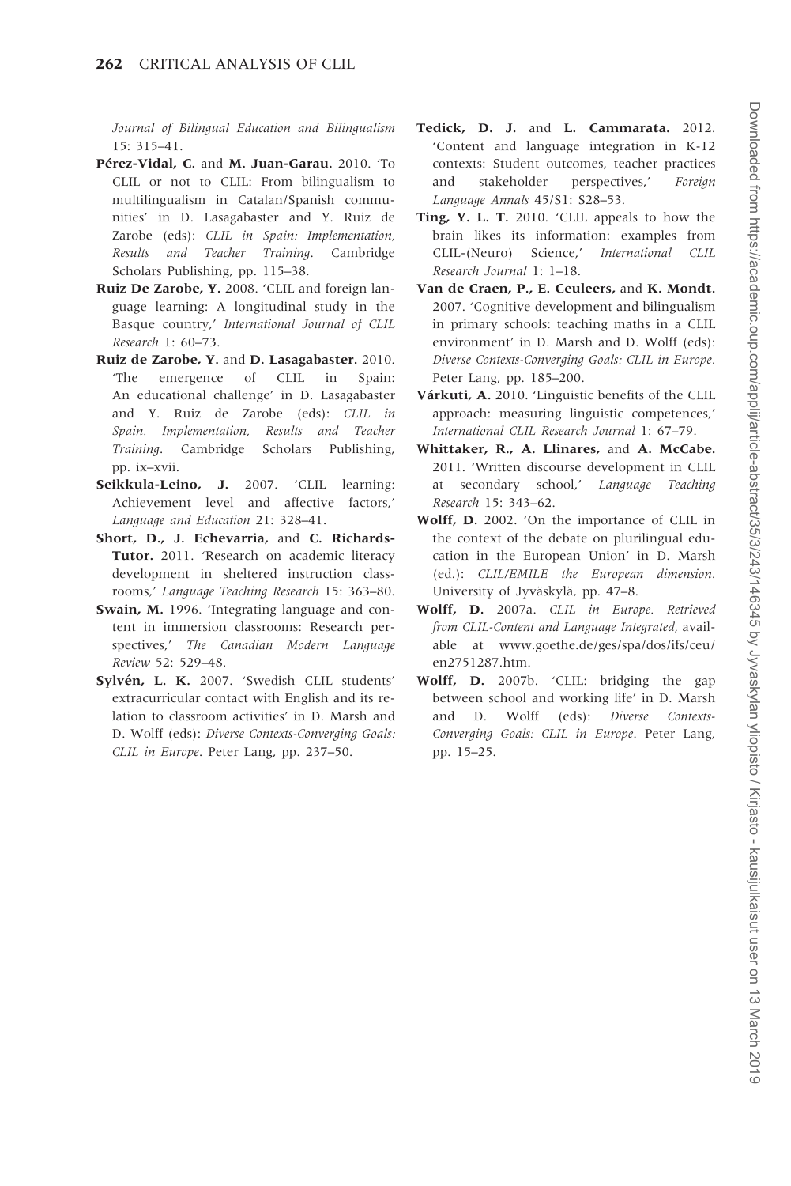Journal of Bilingual Education and Bilingualism 15: 315–41.

**Pérez-Vidal, C.** and **M. Juan-Garau.** 2010. 'To CLIL or not to CLIL: From bilingualism to multilingualism in Catalan/Spanish communities' in D. Lasagabaster and Y. Ruiz de Zarobe (eds): *CLIL in Spain: Implementation, Results and Teacher Training*. Cambridge Scholars Publishing, pp. 115–38.

**Ruiz De Zarobe, Y.** 2008. 'CLIL and foreign language learning: A longitudinal study in the Basque country,' *International Journal of CLIL Research* 1: 60–73.

**Ruiz de Zarobe, Y.** and **D. Lasagabaster.** 2010. 'The emergence of CLIL in Spain: An educational challenge' in D. Lasagabaster and Y. Ruiz de Zarobe (eds): *CLIL in Spain. Implementation, Results and Teacher Training*. Cambridge Scholars Publishing, pp. ix–xvii.

**Seikkula-Leino, J.** 2007. 'CLIL learning: Achievement level and affective factors,' *Language and Education* 21: 328–41.

**Short, D., J. Echevarria,** and **C. Richards-Tutor.** 2011. 'Research on academic literacy development in sheltered instruction classrooms,' *Language Teaching Research* 15: 363–80.

**Swain, M.** 1996. 'Integrating language and content in immersion classrooms: Research perspectives,' *The Canadian Modern Language Review* 52: 529–48.

**Sylvén, L. K.** 2007. 'Swedish CLIL students' extracurricular contact with English and its relation to classroom activities' in D. Marsh and D. Wolff (eds): *Diverse Contexts-Converging Goals: CLIL in Europe*. Peter Lang, pp. 237–50.

**Tedick, D. J.** and **L. Cammarata.** 2012. 'Content and language integration in K-12 contexts: Student outcomes, teacher practices and stakeholder perspectives,' *Foreign Language Annals* 45/S1: S28–53.

**Ting, Y. L. T.** 2010. 'CLIL appeals to how the brain likes its information: examples from CLIL-(Neuro) Science,' *International CLIL Research Journal* 1: 1–18.

**Van de Craen, P., E. Ceuleers,** and **K. Mondt.** 2007. 'Cognitive development and bilingualism in primary schools: teaching maths in a CLIL environment' in D. Marsh and D. Wolff (eds): *Diverse Contexts-Converging Goals: CLIL in Europe*. Peter Lang, pp. 185–200.

**Várkuti, A.** 2010. 'Linguistic benefits of the CLIL approach: measuring linguistic competences,' *International CLIL Research Journal* 1: 67–79.

**Whittaker, R., A. Llinares,** and **A. McCabe.** 2011. 'Written discourse development in CLIL at secondary school,' *Language Teaching Research* 15: 343–62.

**Wolff, D.** 2002. 'On the importance of CLIL in the context of the debate on plurilingual education in the European Union' in D. Marsh (ed.): *CLIL/EMILE the European dimension*. University of Jyväskylä, pp. 47–8.

**Wolff, D.** 2007a. *CLIL in Europe. Retrieved from CLIL-Content and Language Integrated,* available at www.goethe.de/ges/spa/dos/ifs/ceu/en2751287.htm.

**Wolff, D.** 2007b. 'CLIL: bridging the gap between school and working life' in D. Marsh and D. Wolff (eds): *Diverse Contexts-Converging Goals: CLIL in Europe*. Peter Lang, pp. 15–25.